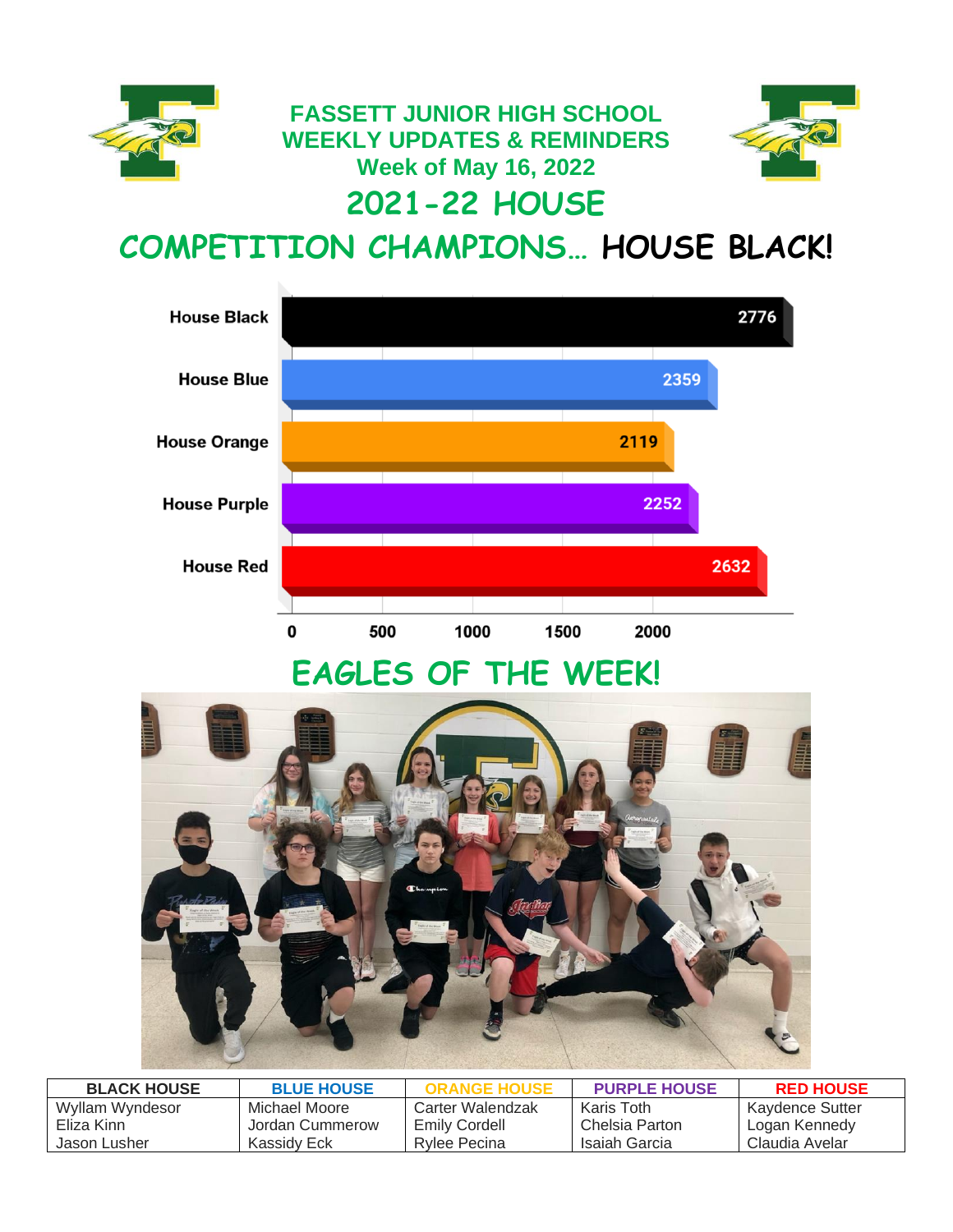# FASSETT JUNIOR HIGH SCHOOL
## WEEKLY UPDATES & REMINDERS
### Week of May 16, 2022

# 2021-22 HOUSE COMPETITION CHAMPIONS… HOUSE BLACK!

| House | Points |
|---|---|
| House Black | 2776 |
| House Blue | 2359 |
| House Orange | 2119 |
| House Purple | 2252 |
| House Red | 2632 |

# EAGLES OF THE WEEK!

| BLACK HOUSE | BLUE HOUSE | ORANGE HOUSE | PURPLE HOUSE | RED HOUSE |
|---|---|---|---|---|
| Wyllam Wyndesor | Michael Moore | Carter Walendzak | Karis Toth | Kaydence Sutter |
| Eliza Kinn | Jordan Cummerow | Emily Cordell | Chelsia Parton | Logan Kennedy |
| Jason Lusher | Kassidy Eck | Rylee Pecina | Isaiah Garcia | Claudia Avelar |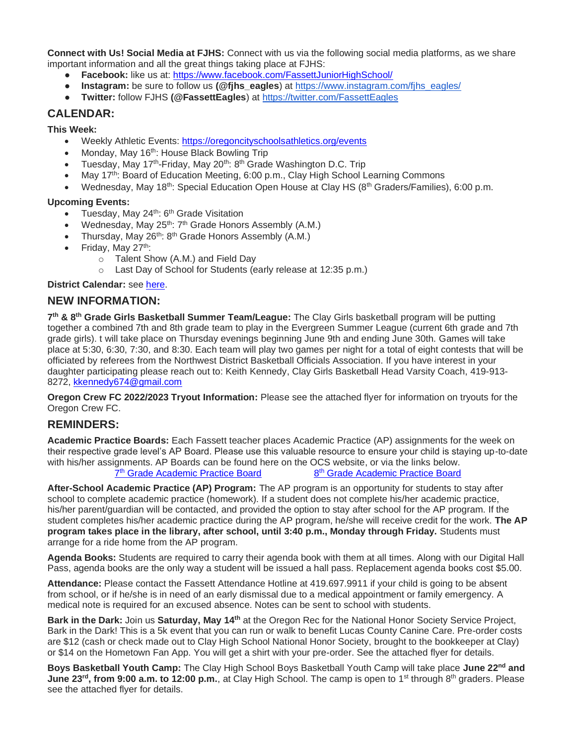**Connect with Us! Social Media at FJHS:** Connect with us via the following social media platforms, as we share important information and all the great things taking place at FJHS:

- **Facebook:** like us at: https://www.facebook.com/FassettJuniorHighSchool/
- **Instagram:** be sure to follow us **(@fjhs_eagles)** at https://www.instagram.com/fjhs_eagles/
- **Twitter:** follow FJHS **(@FassettEagles)** at https://twitter.com/FassettEagles

## CALENDAR:

**This Week:**

- Weekly Athletic Events: https://oregoncityschoolsathletics.org/events
- Monday, May 16th: House Black Bowling Trip
- Tuesday, May 17th-Friday, May 20th: 8th Grade Washington D.C. Trip
- May 17th: Board of Education Meeting, 6:00 p.m., Clay High School Learning Commons
- Wednesday, May 18th: Special Education Open House at Clay HS (8th Graders/Families), 6:00 p.m.

**Upcoming Events:**

- Tuesday, May 24th: 6th Grade Visitation
- Wednesday, May 25th: 7th Grade Honors Assembly (A.M.)
- Thursday, May 26th: 8th Grade Honors Assembly (A.M.)
- Friday, May 27th:
  - Talent Show (A.M.) and Field Day
  - Last Day of School for Students (early release at 12:35 p.m.)

**District Calendar:** see here.

## NEW INFORMATION:

**7th & 8th Grade Girls Basketball Summer Team/League:** The Clay Girls basketball program will be putting together a combined 7th and 8th grade team to play in the Evergreen Summer League (current 6th grade and 7th grade girls). t will take place on Thursday evenings beginning June 9th and ending June 30th. Games will take place at 5:30, 6:30, 7:30, and 8:30. Each team will play two games per night for a total of eight contests that will be officiated by referees from the Northwest District Basketball Officials Association. If you have interest in your daughter participating please reach out to: Keith Kennedy, Clay Girls Basketball Head Varsity Coach, 419-913-8272, kkennedy674@gmail.com

**Oregon Crew FC 2022/2023 Tryout Information:** Please see the attached flyer for information on tryouts for the Oregon Crew FC.

## REMINDERS:

**Academic Practice Boards:** Each Fassett teacher places Academic Practice (AP) assignments for the week on their respective grade level's AP Board. Please use this valuable resource to ensure your child is staying up-to-date with his/her assignments. AP Boards can be found here on the OCS website, or via the links below.

7th Grade Academic Practice Board    8th Grade Academic Practice Board

**After-School Academic Practice (AP) Program:** The AP program is an opportunity for students to stay after school to complete academic practice (homework). If a student does not complete his/her academic practice, his/her parent/guardian will be contacted, and provided the option to stay after school for the AP program. If the student completes his/her academic practice during the AP program, he/she will receive credit for the work. **The AP program takes place in the library, after school, until 3:40 p.m., Monday through Friday.** Students must arrange for a ride home from the AP program.

**Agenda Books:** Students are required to carry their agenda book with them at all times. Along with our Digital Hall Pass, agenda books are the only way a student will be issued a hall pass. Replacement agenda books cost $5.00.

**Attendance:** Please contact the Fassett Attendance Hotline at 419.697.9911 if your child is going to be absent from school, or if he/she is in need of an early dismissal due to a medical appointment or family emergency. A medical note is required for an excused absence. Notes can be sent to school with students.

**Bark in the Dark:** Join us **Saturday, May 14th** at the Oregon Rec for the National Honor Society Service Project, Bark in the Dark! This is a 5k event that you can run or walk to benefit Lucas County Canine Care. Pre-order costs are $12 (cash or check made out to Clay High School National Honor Society, brought to the bookkeeper at Clay) or $14 on the Hometown Fan App. You will get a shirt with your pre-order. See the attached flyer for details.

**Boys Basketball Youth Camp:** The Clay High School Boys Basketball Youth Camp will take place **June 22nd and June 23rd, from 9:00 a.m. to 12:00 p.m.**, at Clay High School. The camp is open to 1st through 8th graders. Please see the attached flyer for details.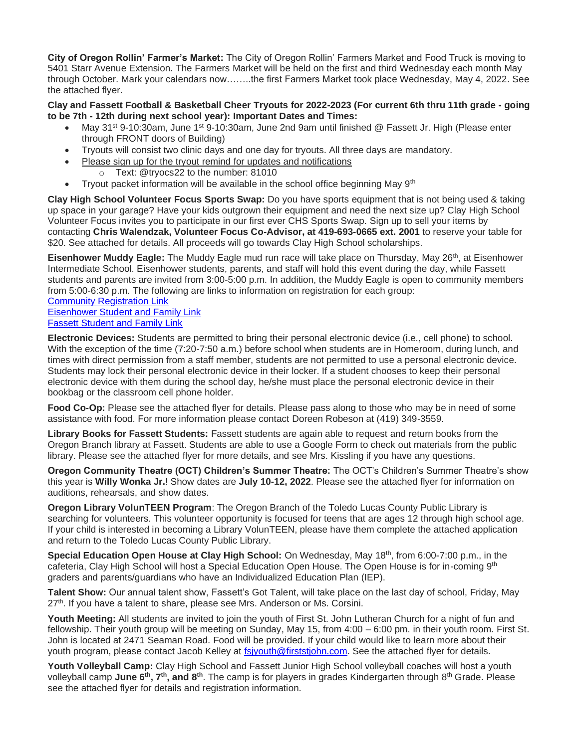**City of Oregon Rollin' Farmer's Market:** The City of Oregon Rollin' Farmers Market and Food Truck is moving to 5401 Starr Avenue Extension. The Farmers Market will be held on the first and third Wednesday each month May through October. Mark your calendars now……..the first Farmers Market took place Wednesday, May 4, 2022. See the attached flyer.

**Clay and Fassett Football & Basketball Cheer Tryouts for 2022-2023 (For current 6th thru 11th grade - going to be 7th - 12th during next school year): Important Dates and Times:**

- May 31st 9-10:30am, June 1st 9-10:30am, June 2nd 9am until finished @ Fassett Jr. High (Please enter through FRONT doors of Building)
- Tryouts will consist two clinic days and one day for tryouts. All three days are mandatory.
- Please sign up for the tryout remind for updates and notifications
    - Text: @tryocs22 to the number: 81010
- Tryout packet information will be available in the school office beginning May 9th

**Clay High School Volunteer Focus Sports Swap:** Do you have sports equipment that is not being used & taking up space in your garage? Have your kids outgrown their equipment and need the next size up? Clay High School Volunteer Focus invites you to participate in our first ever CHS Sports Swap. Sign up to sell your items by contacting **Chris Walendzak, Volunteer Focus Co-Advisor, at 419-693-0665 ext. 2001** to reserve your table for $20. See attached for details. All proceeds will go towards Clay High School scholarships.

**Eisenhower Muddy Eagle:** The Muddy Eagle mud run race will take place on Thursday, May 26th, at Eisenhower Intermediate School. Eisenhower students, parents, and staff will hold this event during the day, while Fassett students and parents are invited from 3:00-5:00 p.m. In addition, the Muddy Eagle is open to community members from 5:00-6:30 p.m. The following are links to information on registration for each group:
Community Registration Link
Eisenhower Student and Family Link
Fassett Student and Family Link

**Electronic Devices:** Students are permitted to bring their personal electronic device (i.e., cell phone) to school. With the exception of the time (7:20-7:50 a.m.) before school when students are in Homeroom, during lunch, and times with direct permission from a staff member, students are not permitted to use a personal electronic device. Students may lock their personal electronic device in their locker. If a student chooses to keep their personal electronic device with them during the school day, he/she must place the personal electronic device in their bookbag or the classroom cell phone holder.

**Food Co-Op:** Please see the attached flyer for details. Please pass along to those who may be in need of some assistance with food. For more information please contact Doreen Robeson at (419) 349-3559.

**Library Books for Fassett Students:** Fassett students are again able to request and return books from the Oregon Branch library at Fassett. Students are able to use a Google Form to check out materials from the public library. Please see the attached flyer for more details, and see Mrs. Kissling if you have any questions.

**Oregon Community Theatre (OCT) Children's Summer Theatre:** The OCT's Children's Summer Theatre's show this year is **Willy Wonka Jr.**! Show dates are **July 10-12, 2022**. Please see the attached flyer for information on auditions, rehearsals, and show dates.

**Oregon Library VolunTEEN Program**: The Oregon Branch of the Toledo Lucas County Public Library is searching for volunteers. This volunteer opportunity is focused for teens that are ages 12 through high school age. If your child is interested in becoming a Library VolunTEEN, please have them complete the attached application and return to the Toledo Lucas County Public Library.

**Special Education Open House at Clay High School:** On Wednesday, May 18th, from 6:00-7:00 p.m., in the cafeteria, Clay High School will host a Special Education Open House. The Open House is for in-coming 9th graders and parents/guardians who have an Individualized Education Plan (IEP).

**Talent Show:** Our annual talent show, Fassett's Got Talent, will take place on the last day of school, Friday, May 27th. If you have a talent to share, please see Mrs. Anderson or Ms. Corsini.

**Youth Meeting:** All students are invited to join the youth of First St. John Lutheran Church for a night of fun and fellowship. Their youth group will be meeting on Sunday, May 15, from 4:00 – 6:00 pm. in their youth room. First St. John is located at 2471 Seaman Road. Food will be provided. If your child would like to learn more about their youth program, please contact Jacob Kelley at fsjyouth@firststjohn.com. See the attached flyer for details.

**Youth Volleyball Camp:** Clay High School and Fassett Junior High School volleyball coaches will host a youth volleyball camp **June 6th, 7th, and 8th**. The camp is for players in grades Kindergarten through 8th Grade. Please see the attached flyer for details and registration information.